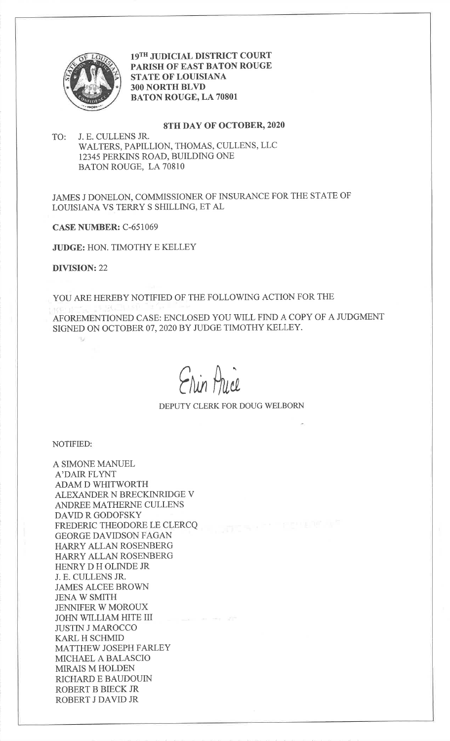**19TH JUDICIAL DISTRICT COURT**
**PARISH OF EAST BATON ROUGE**
**STATE OF LOUISIANA**
**300 NORTH BLVD**
**BATON ROUGE, LA 70801**

**8TH DAY OF OCTOBER, 2020**

TO: J. E. CULLENS JR.
WALTERS, PAPILLION, THOMAS, CULLENS, LLC
12345 PERKINS ROAD, BUILDING ONE
BATON ROUGE, LA 70810

JAMES J DONELON, COMMISSIONER OF INSURANCE FOR THE STATE OF LOUISIANA VS TERRY S SHILLING, ET AL

**CASE NUMBER:** C-651069

**JUDGE:** HON. TIMOTHY E KELLEY

**DIVISION:** 22

YOU ARE HEREBY NOTIFIED OF THE FOLLOWING ACTION FOR THE

AFOREMENTIONED CASE: ENCLOSED YOU WILL FIND A COPY OF A JUDGMENT SIGNED ON OCTOBER 07, 2020 BY JUDGE TIMOTHY KELLEY.

Erin Price

DEPUTY CLERK FOR DOUG WELBORN

NOTIFIED:

A SIMONE MANUEL
A'DAIR FLYNT
ADAM D WHITWORTH
ALEXANDER N BRECKINRIDGE V
ANDREE MATHERNE CULLENS
DAVID R GODOFSKY
FREDERIC THEODORE LE CLERCQ
GEORGE DAVIDSON FAGAN
HARRY ALLAN ROSENBERG
HARRY ALLAN ROSENBERG
HENRY D H OLINDE JR
J. E. CULLENS JR.
JAMES ALCEE BROWN
JENA W SMITH
JENNIFER W MOROUX
JOHN WILLIAM HITE III
JUSTIN J MAROCCO
KARL H SCHMID
MATTHEW JOSEPH FARLEY
MICHAEL A BALASCIO
MIRAIS M HOLDEN
RICHARD E BAUDOUIN
ROBERT B BIECK JR
ROBERT J DAVID JR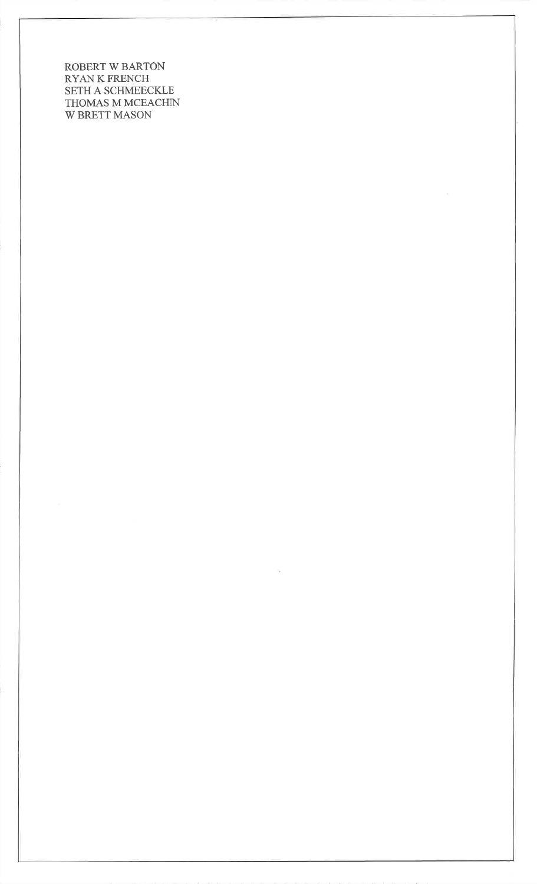ROBERT W BARTON
RYAN K FRENCH
SETH A SCHMEECKLE
THOMAS M MCEACHIN
W BRETT MASON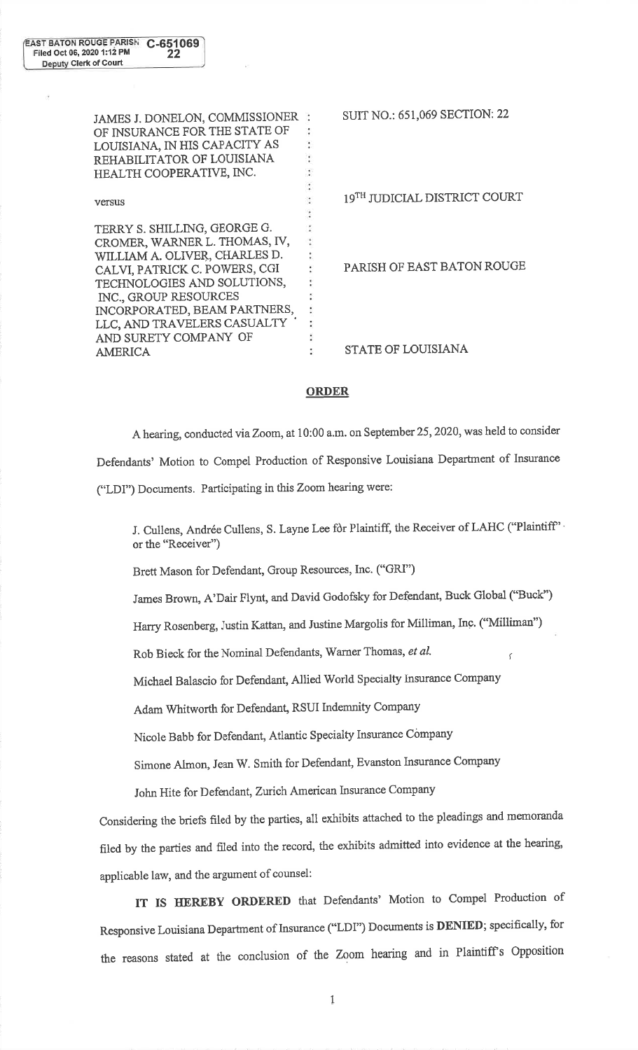EAST BATON ROUGE PARISH C-651069
Filed Oct 06, 2020 1:12 PM 22
Deputy Clerk of Court

| | | |
|---|---|---|
| JAMES J. DONELON, COMMISSIONER OF INSURANCE FOR THE STATE OF LOUISIANA, IN HIS CAPACITY AS REHABILITATOR OF LOUISIANA HEALTH COOPERATIVE, INC. | : | SUIT NO.: 651,069 SECTION: 22 |
| versus | : | 19TH JUDICIAL DISTRICT COURT |
| TERRY S. SHILLING, GEORGE G. CROMER, WARNER L. THOMAS, IV, WILLIAM A. OLIVER, CHARLES D. CALVI, PATRICK C. POWERS, CGI TECHNOLOGIES AND SOLUTIONS, INC., GROUP RESOURCES INCORPORATED, BEAM PARTNERS, LLC, AND TRAVELERS CASUALTY AND SURETY COMPANY OF AMERICA | : | PARISH OF EAST BATON ROUGE |
| | : | STATE OF LOUISIANA |

# ORDER

A hearing, conducted via Zoom, at 10:00 a.m. on September 25, 2020, was held to consider Defendants' Motion to Compel Production of Responsive Louisiana Department of Insurance ("LDI") Documents. Participating in this Zoom hearing were:

J. Cullens, Andrée Cullens, S. Layne Lee for Plaintiff, the Receiver of LAHC ("Plaintiff" or the "Receiver")

Brett Mason for Defendant, Group Resources, Inc. ("GRI")

James Brown, A'Dair Flynt, and David Godofsky for Defendant, Buck Global ("Buck")

Harry Rosenberg, Justin Kattan, and Justine Margolis for Milliman, Inc. ("Milliman")

Rob Bieck for the Nominal Defendants, Warner Thomas, *et al.*

Michael Balascio for Defendant, Allied World Specialty Insurance Company

Adam Whitworth for Defendant, RSUI Indemnity Company

Nicole Babb for Defendant, Atlantic Specialty Insurance Company

Simone Almon, Jean W. Smith for Defendant, Evanston Insurance Company

John Hite for Defendant, Zurich American Insurance Company

Considering the briefs filed by the parties, all exhibits attached to the pleadings and memoranda filed by the parties and filed into the record, the exhibits admitted into evidence at the hearing, applicable law, and the argument of counsel:

**IT IS HEREBY ORDERED** that Defendants' Motion to Compel Production of Responsive Louisiana Department of Insurance ("LDI") Documents is **DENIED**; specifically, for the reasons stated at the conclusion of the Zoom hearing and in Plaintiff's Opposition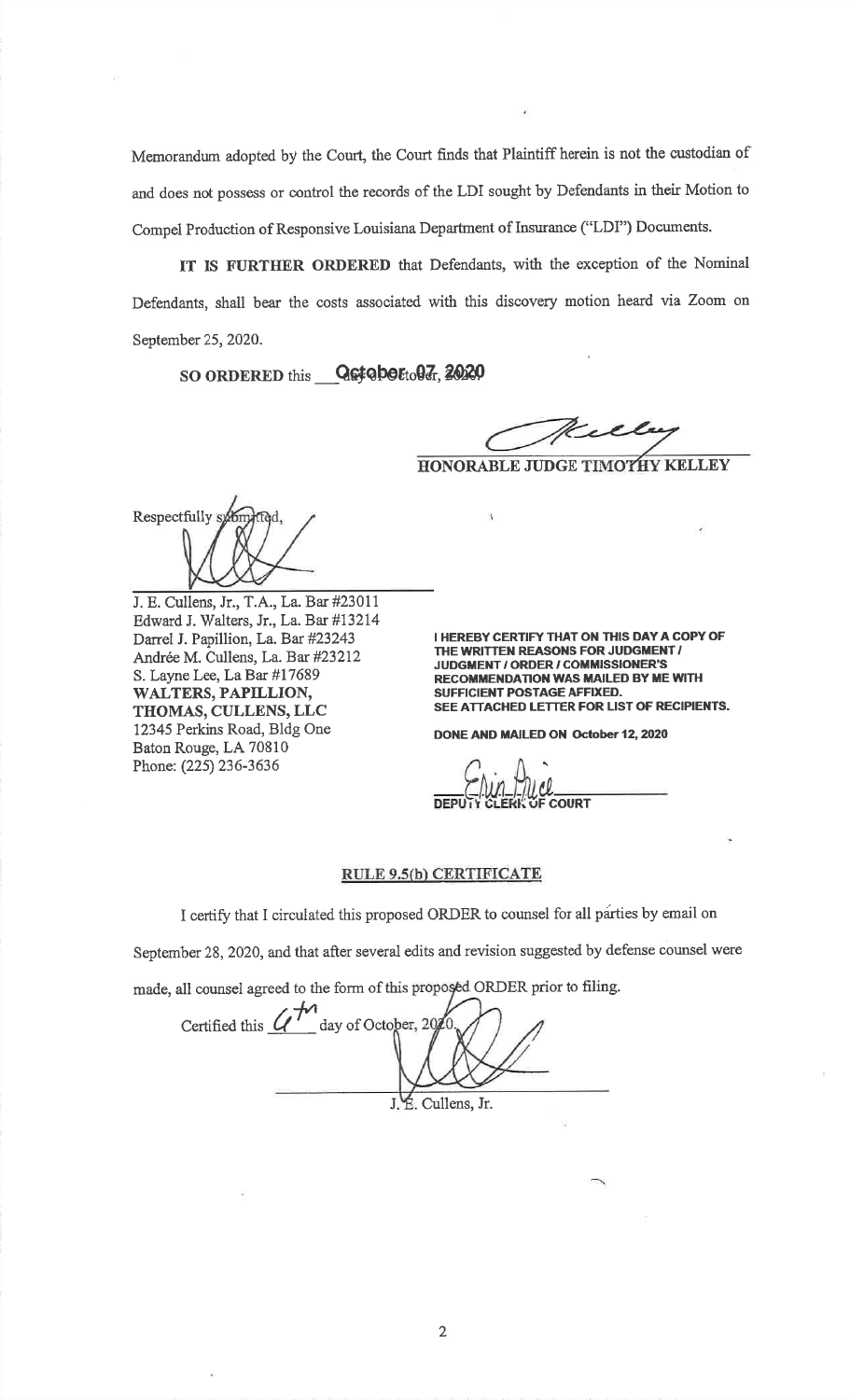Memorandum adopted by the Court, the Court finds that Plaintiff herein is not the custodian of and does not possess or control the records of the LDI sought by Defendants in their Motion to Compel Production of Responsive Louisiana Department of Insurance ("LDI") Documents.

**IT IS FURTHER ORDERED** that Defendants, with the exception of the Nominal Defendants, shall bear the costs associated with this discovery motion heard via Zoom on September 25, 2020.

**SO ORDERED** this October 07, 2020

HONORABLE JUDGE TIMOTHY KELLEY

Respectfully submitted,

J. E. Cullens, Jr., T.A., La. Bar #23011
Edward J. Walters, Jr., La. Bar #13214
Darrel J. Papillion, La. Bar #23243
Andrée M. Cullens, La. Bar #23212
S. Layne Lee, La Bar #17689
**WALTERS, PAPILLION, THOMAS, CULLENS, LLC**
12345 Perkins Road, Bldg One
Baton Rouge, LA 70810
Phone: (225) 236-3636

**I HEREBY CERTIFY THAT ON THIS DAY A COPY OF THE WRITTEN REASONS FOR JUDGMENT / JUDGMENT / ORDER / COMMISSIONER'S RECOMMENDATION WAS MAILED BY ME WITH SUFFICIENT POSTAGE AFFIXED. SEE ATTACHED LETTER FOR LIST OF RECIPIENTS.**

**DONE AND MAILED ON October 12, 2020**

**DEPUTY CLERK OF COURT**

## RULE 9.5(b) CERTIFICATE

I certify that I circulated this proposed ORDER to counsel for all parties by email on September 28, 2020, and that after several edits and revision suggested by defense counsel were made, all counsel agreed to the form of this proposed ORDER prior to filing.

Certified this 6th day of October, 2020.

J. E. Cullens, Jr.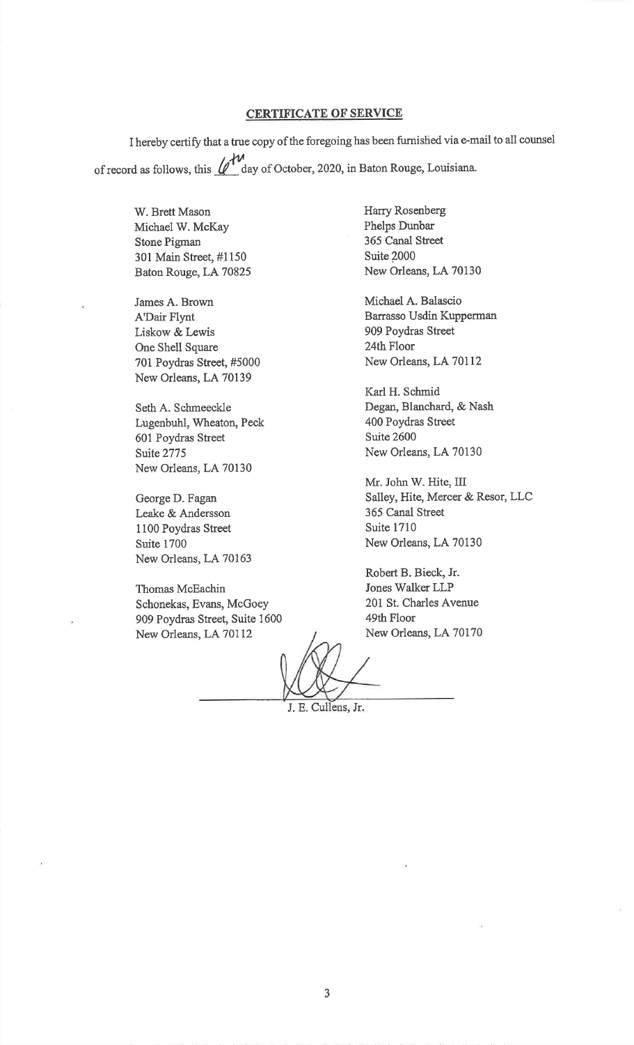## CERTIFICATE OF SERVICE

I hereby certify that a true copy of the foregoing has been furnished via e-mail to all counsel of record as follows, this 6th day of October, 2020, in Baton Rouge, Louisiana.

W. Brett Mason
Michael W. McKay
Stone Pigman
301 Main Street, #1150
Baton Rouge, LA 70825

James A. Brown
A'Dair Flynt
Liskow & Lewis
One Shell Square
701 Poydras Street, #5000
New Orleans, LA 70139

Seth A. Schmeeckle
Lugenbuhl, Wheaton, Peck
601 Poydras Street
Suite 2775
New Orleans, LA 70130

George D. Fagan
Leake & Andersson
1100 Poydras Street
Suite 1700
New Orleans, LA 70163

Thomas McEachin
Schonekas, Evans, McGoey
909 Poydras Street, Suite 1600
New Orleans, LA 70112

Harry Rosenberg
Phelps Dunbar
365 Canal Street
Suite 2000
New Orleans, LA 70130

Michael A. Balascio
Barrasso Usdin Kupperman
909 Poydras Street
24th Floor
New Orleans, LA 70112

Karl H. Schmid
Degan, Blanchard, & Nash
400 Poydras Street
Suite 2600
New Orleans, LA 70130

Mr. John W. Hite, III
Salley, Hite, Mercer & Resor, LLC
365 Canal Street
Suite 1710
New Orleans, LA 70130

Robert B. Bieck, Jr.
Jones Walker LLP
201 St. Charles Avenue
49th Floor
New Orleans, LA 70170

J. E. Cullens, Jr.